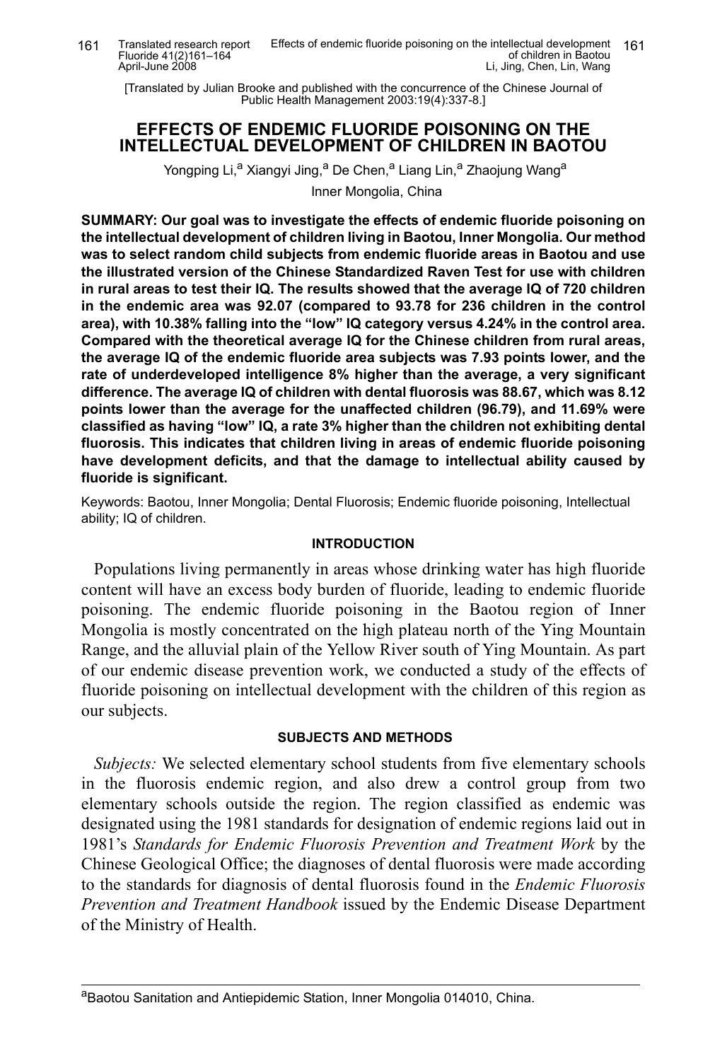[Translated by Julian Brooke and published with the concurrence of the Chinese Journal of Public Health Management 2003:19(4):337-8.]

# EFFECTS OF ENDEMIC FLUORIDE POISONING ON THE INTELLECTUAL DEVELOPMENT OF CHILDREN IN BAOTOU

Yongping Li,[a] Xiangyi Jing,[a] De Chen,[a] Liang Lin,[a] Zhaojung Wang[a]

Inner Mongolia, China

**SUMMARY: Our goal was to investigate the effects of endemic fluoride poisoning on the intellectual development of children living in Baotou, Inner Mongolia. Our method was to select random child subjects from endemic fluoride areas in Baotou and use the illustrated version of the Chinese Standardized Raven Test for use with children in rural areas to test their IQ. The results showed that the average IQ of 720 children in the endemic area was 92.07 (compared to 93.78 for 236 children in the control area), with 10.38% falling into the "low" IQ category versus 4.24% in the control area. Compared with the theoretical average IQ for the Chinese children from rural areas, the average IQ of the endemic fluoride area subjects was 7.93 points lower, and the rate of underdeveloped intelligence 8% higher than the average, a very significant difference. The average IQ of children with dental fluorosis was 88.67, which was 8.12 points lower than the average for the unaffected children (96.79), and 11.69% were classified as having "low" IQ, a rate 3% higher than the children not exhibiting dental fluorosis. This indicates that children living in areas of endemic fluoride poisoning have development deficits, and that the damage to intellectual ability caused by fluoride is significant.**

Keywords: Baotou, Inner Mongolia; Dental Fluorosis; Endemic fluoride poisoning, Intellectual ability; IQ of children.

## INTRODUCTION

Populations living permanently in areas whose drinking water has high fluoride content will have an excess body burden of fluoride, leading to endemic fluoride poisoning. The endemic fluoride poisoning in the Baotou region of Inner Mongolia is mostly concentrated on the high plateau north of the Ying Mountain Range, and the alluvial plain of the Yellow River south of Ying Mountain. As part of our endemic disease prevention work, we conducted a study of the effects of fluoride poisoning on intellectual development with the children of this region as our subjects.

## SUBJECTS AND METHODS

*Subjects:* We selected elementary school students from five elementary schools in the fluorosis endemic region, and also drew a control group from two elementary schools outside the region. The region classified as endemic was designated using the 1981 standards for designation of endemic regions laid out in 1981's *Standards for Endemic Fluorosis Prevention and Treatment Work* by the Chinese Geological Office; the diagnoses of dental fluorosis were made according to the standards for diagnosis of dental fluorosis found in the *Endemic Fluorosis Prevention and Treatment Handbook* issued by the Endemic Disease Department of the Ministry of Health.

[a]Baotou Sanitation and Antiepidemic Station, Inner Mongolia 014010, China.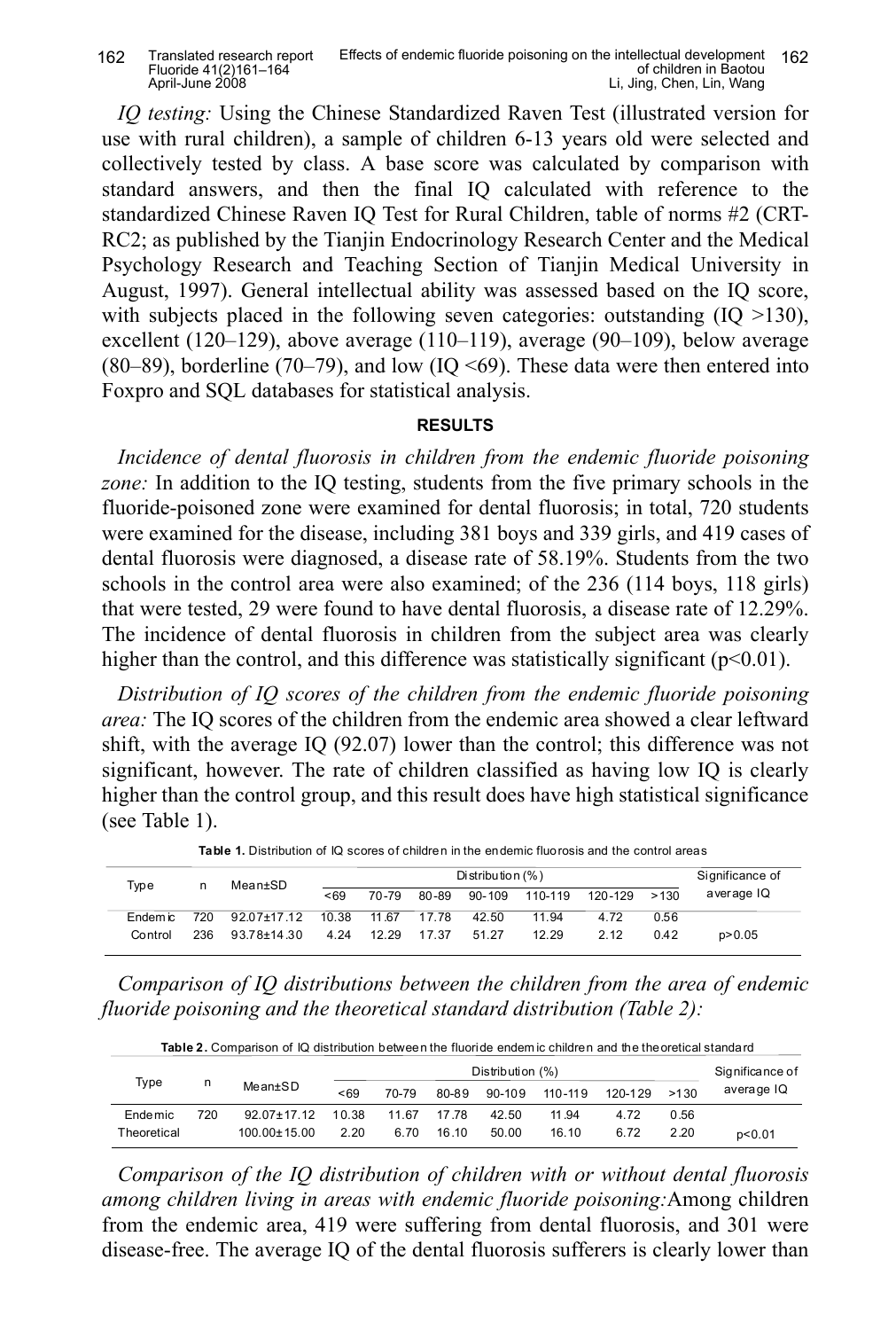*IQ testing:* Using the Chinese Standardized Raven Test (illustrated version for use with rural children), a sample of children 6-13 years old were selected and collectively tested by class. A base score was calculated by comparison with standard answers, and then the final IQ calculated with reference to the standardized Chinese Raven IQ Test for Rural Children, table of norms #2 (CRT-RC2; as published by the Tianjin Endocrinology Research Center and the Medical Psychology Research and Teaching Section of Tianjin Medical University in August, 1997). General intellectual ability was assessed based on the IQ score, with subjects placed in the following seven categories: outstanding (IQ >130), excellent (120–129), above average (110–119), average (90–109), below average (80–89), borderline (70–79), and low (IQ <69). These data were then entered into Foxpro and SQL databases for statistical analysis.

## RESULTS

*Incidence of dental fluorosis in children from the endemic fluoride poisoning zone:* In addition to the IQ testing, students from the five primary schools in the fluoride-poisoned zone were examined for dental fluorosis; in total, 720 students were examined for the disease, including 381 boys and 339 girls, and 419 cases of dental fluorosis were diagnosed, a disease rate of 58.19%. Students from the two schools in the control area were also examined; of the 236 (114 boys, 118 girls) that were tested, 29 were found to have dental fluorosis, a disease rate of 12.29%. The incidence of dental fluorosis in children from the subject area was clearly higher than the control, and this difference was statistically significant ($p<0.01$).

*Distribution of IQ scores of the children from the endemic fluoride poisoning area:* The IQ scores of the children from the endemic area showed a clear leftward shift, with the average IQ (92.07) lower than the control; this difference was not significant, however. The rate of children classified as having low IQ is clearly higher than the control group, and this result does have high statistical significance (see Table 1).

**Table 1.** Distribution of IQ scores of children in the endemic fluorosis and the control areas

| Type | n | Mean±SD | Distribution (%) | | | | | | | Significance of average IQ |
|---|---|---|---|---|---|---|---|---|---|---|
| | | | <69 | 70-79 | 80-89 | 90-109 | 110-119 | 120-129 | >130 | |
| Endemic | 720 | 92.07±17.12 | 10.38 | 11.67 | 17.78 | 42.50 | 11.94 | 4.72 | 0.56 | |
| Control | 236 | 93.78±14.30 | 4.24 | 12.29 | 17.37 | 51.27 | 12.29 | 2.12 | 0.42 | $p>0.05$ |

*Comparison of IQ distributions between the children from the area of endemic fluoride poisoning and the theoretical standard distribution (Table 2):*

**Table 2.** Comparison of IQ distribution between the fluoride endemic children and the theoretical standard

| Type | n | Mean±SD | Distribution (%) | | | | | | | Significance of average IQ |
|---|---|---|---|---|---|---|---|---|---|---|
| | | | <69 | 70-79 | 80-89 | 90-109 | 110-119 | 120-129 | >130 | |
| Endemic | 720 | 92.07±17.12 | 10.38 | 11.67 | 17.78 | 42.50 | 11.94 | 4.72 | 0.56 | |
| Theoretical | | 100.00±15.00 | 2.20 | 6.70 | 16.10 | 50.00 | 16.10 | 6.72 | 2.20 | $p<0.01$ |

*Comparison of the IQ distribution of children with or without dental fluorosis among children living in areas with endemic fluoride poisoning:* Among children from the endemic area, 419 were suffering from dental fluorosis, and 301 were disease-free. The average IQ of the dental fluorosis sufferers is clearly lower than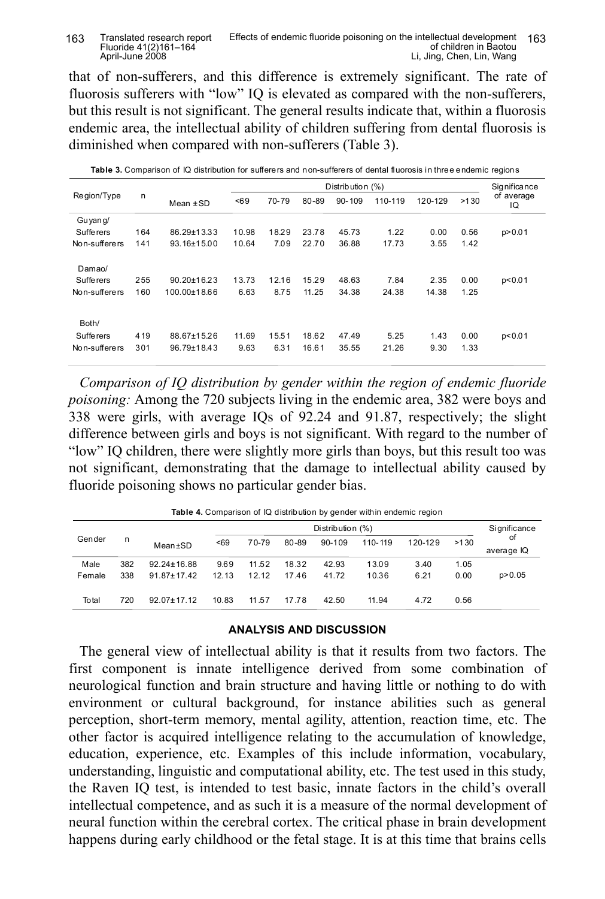that of non-sufferers, and this difference is extremely significant. The rate of fluorosis sufferers with "low" IQ is elevated as compared with the non-sufferers, but this result is not significant. The general results indicate that, within a fluorosis endemic area, the intellectual ability of children suffering from dental fluorosis is diminished when compared with non-sufferers (Table 3).

**Table 3.** Comparison of IQ distribution for sufferers and non-sufferers of dental fluorosis in three endemic regions

| Region/Type | n | Mean ± SD | Distribution (%) | | | | | | | Significance of average IQ |
|---|---|---|---|---|---|---|---|---|---|---|
| | | | <69 | 70-79 | 80-89 | 90-109 | 110-119 | 120-129 | >130 | |
| Guyang/ | | | | | | | | | | |
| Sufferers | 164 | 86.29±13.33 | 10.98 | 18.29 | 23.78 | 45.73 | 1.22 | 0.00 | 0.56 | p>0.01 |
| Non-sufferers | 141 | 93.16±15.00 | 10.64 | 7.09 | 22.70 | 36.88 | 17.73 | 3.55 | 1.42 | |
| Damao/ | | | | | | | | | | |
| Sufferers | 255 | 90.20±16.23 | 13.73 | 12.16 | 15.29 | 48.63 | 7.84 | 2.35 | 0.00 | p<0.01 |
| Non-sufferers | 160 | 100.00±18.66 | 6.63 | 8.75 | 11.25 | 34.38 | 24.38 | 14.38 | 1.25 | |
| Both/ | | | | | | | | | | |
| Sufferers | 419 | 88.67±15.26 | 11.69 | 15.51 | 18.62 | 47.49 | 5.25 | 1.43 | 0.00 | p<0.01 |
| Non-sufferers | 301 | 96.79±18.43 | 9.63 | 6.31 | 16.61 | 35.55 | 21.26 | 9.30 | 1.33 | |

*Comparison of IQ distribution by gender within the region of endemic fluoride poisoning:* Among the 720 subjects living in the endemic area, 382 were boys and 338 were girls, with average IQs of 92.24 and 91.87, respectively; the slight difference between girls and boys is not significant. With regard to the number of "low" IQ children, there were slightly more girls than boys, but this result too was not significant, demonstrating that the damage to intellectual ability caused by fluoride poisoning shows no particular gender bias.

**Table 4.** Comparison of IQ distribution by gender within endemic region

| Gender | n | Mean±SD | Distribution (%) | | | | | | | Significance of average IQ |
|---|---|---|---|---|---|---|---|---|---|---|
| | | | <69 | 70-79 | 80-89 | 90-109 | 110-119 | 120-129 | >130 | |
| Male | 382 | 92.24±16.88 | 9.69 | 11.52 | 18.32 | 42.93 | 13.09 | 3.40 | 1.05 | |
| Female | 338 | 91.87±17.42 | 12.13 | 12.12 | 17.46 | 41.72 | 10.36 | 6.21 | 0.00 | p>0.05 |
| Total | 720 | 92.07±17.12 | 10.83 | 11.57 | 17.78 | 42.50 | 11.94 | 4.72 | 0.56 | |

## ANALYSIS AND DISCUSSION

The general view of intellectual ability is that it results from two factors. The first component is innate intelligence derived from some combination of neurological function and brain structure and having little or nothing to do with environment or cultural background, for instance abilities such as general perception, short-term memory, mental agility, attention, reaction time, etc. The other factor is acquired intelligence relating to the accumulation of knowledge, education, experience, etc. Examples of this include information, vocabulary, understanding, linguistic and computational ability, etc. The test used in this study, the Raven IQ test, is intended to test basic, innate factors in the child's overall intellectual competence, and as such it is a measure of the normal development of neural function within the cerebral cortex. The critical phase in brain development happens during early childhood or the fetal stage. It is at this time that brains cells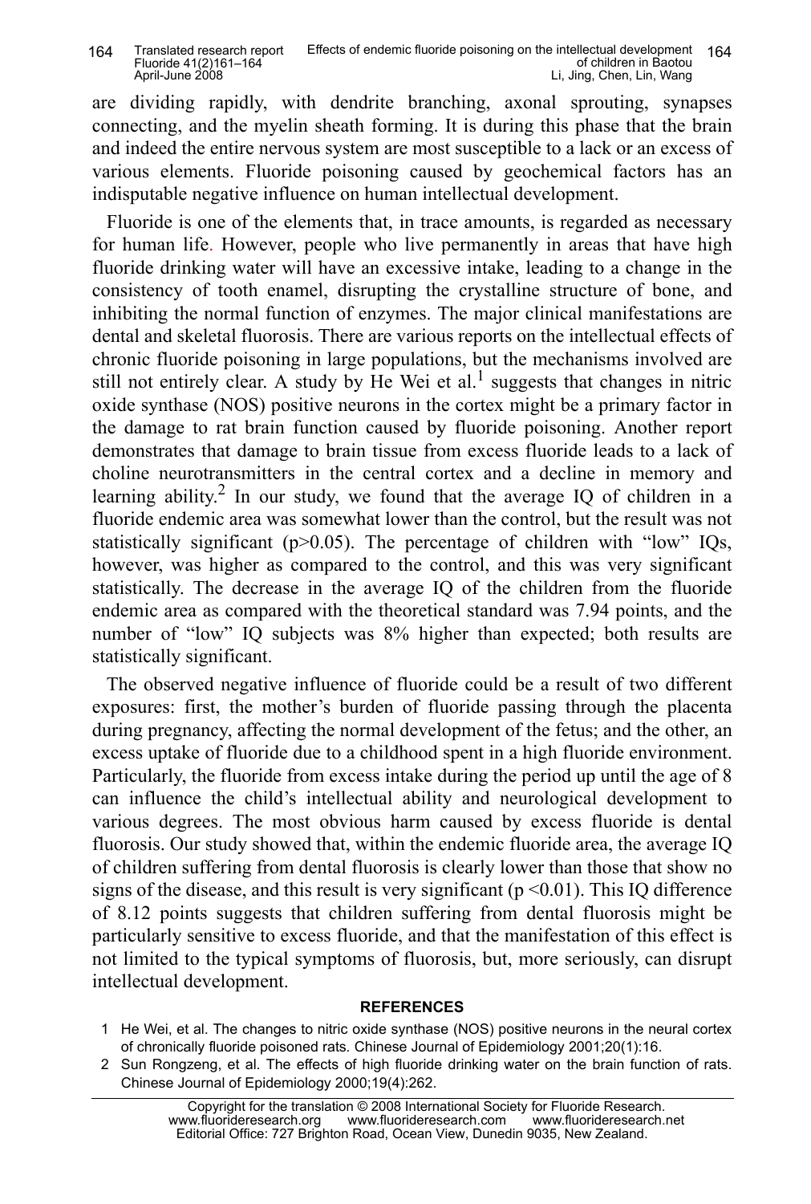are dividing rapidly, with dendrite branching, axonal sprouting, synapses connecting, and the myelin sheath forming. It is during this phase that the brain and indeed the entire nervous system are most susceptible to a lack or an excess of various elements. Fluoride poisoning caused by geochemical factors has an indisputable negative influence on human intellectual development.

Fluoride is one of the elements that, in trace amounts, is regarded as necessary for human life. However, people who live permanently in areas that have high fluoride drinking water will have an excessive intake, leading to a change in the consistency of tooth enamel, disrupting the crystalline structure of bone, and inhibiting the normal function of enzymes. The major clinical manifestations are dental and skeletal fluorosis. There are various reports on the intellectual effects of chronic fluoride poisoning in large populations, but the mechanisms involved are still not entirely clear. A study by He Wei et al.[1] suggests that changes in nitric oxide synthase (NOS) positive neurons in the cortex might be a primary factor in the damage to rat brain function caused by fluoride poisoning. Another report demonstrates that damage to brain tissue from excess fluoride leads to a lack of choline neurotransmitters in the central cortex and a decline in memory and learning ability.[2] In our study, we found that the average IQ of children in a fluoride endemic area was somewhat lower than the control, but the result was not statistically significant ($p>0.05$). The percentage of children with “low” IQs, however, was higher as compared to the control, and this was very significant statistically. The decrease in the average IQ of the children from the fluoride endemic area as compared with the theoretical standard was 7.94 points, and the number of “low” IQ subjects was 8% higher than expected; both results are statistically significant.

The observed negative influence of fluoride could be a result of two different exposures: first, the mother’s burden of fluoride passing through the placenta during pregnancy, affecting the normal development of the fetus; and the other, an excess uptake of fluoride due to a childhood spent in a high fluoride environment. Particularly, the fluoride from excess intake during the period up until the age of 8 can influence the child’s intellectual ability and neurological development to various degrees. The most obvious harm caused by excess fluoride is dental fluorosis. Our study showed that, within the endemic fluoride area, the average IQ of children suffering from dental fluorosis is clearly lower than those that show no signs of the disease, and this result is very significant ($p<0.01$). This IQ difference of 8.12 points suggests that children suffering from dental fluorosis might be particularly sensitive to excess fluoride, and that the manifestation of this effect is not limited to the typical symptoms of fluorosis, but, more seriously, can disrupt intellectual development.

## REFERENCES

1. He Wei, et al. The changes to nitric oxide synthase (NOS) positive neurons in the neural cortex of chronically fluoride poisoned rats. Chinese Journal of Epidemiology 2001;20(1):16.
2. Sun Rongzeng, et al. The effects of high fluoride drinking water on the brain function of rats. Chinese Journal of Epidemiology 2000;19(4):262.

Copyright for the translation © 2008 International Society for Fluoride Research.
www.fluorideresearch.org www.fluorideresearch.com www.fluorideresearch.net
Editorial Office: 727 Brighton Road, Ocean View, Dunedin 9035, New Zealand.